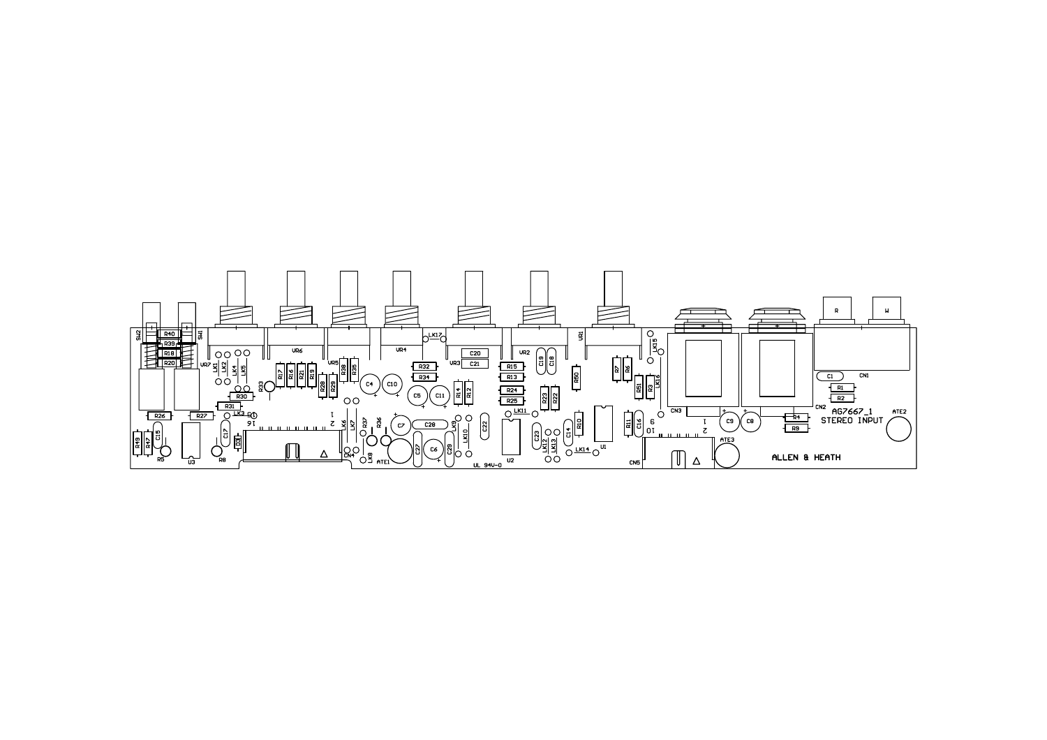AG7667_1
STEREO INPUT

ALLEN & HEATH

UL 94V-0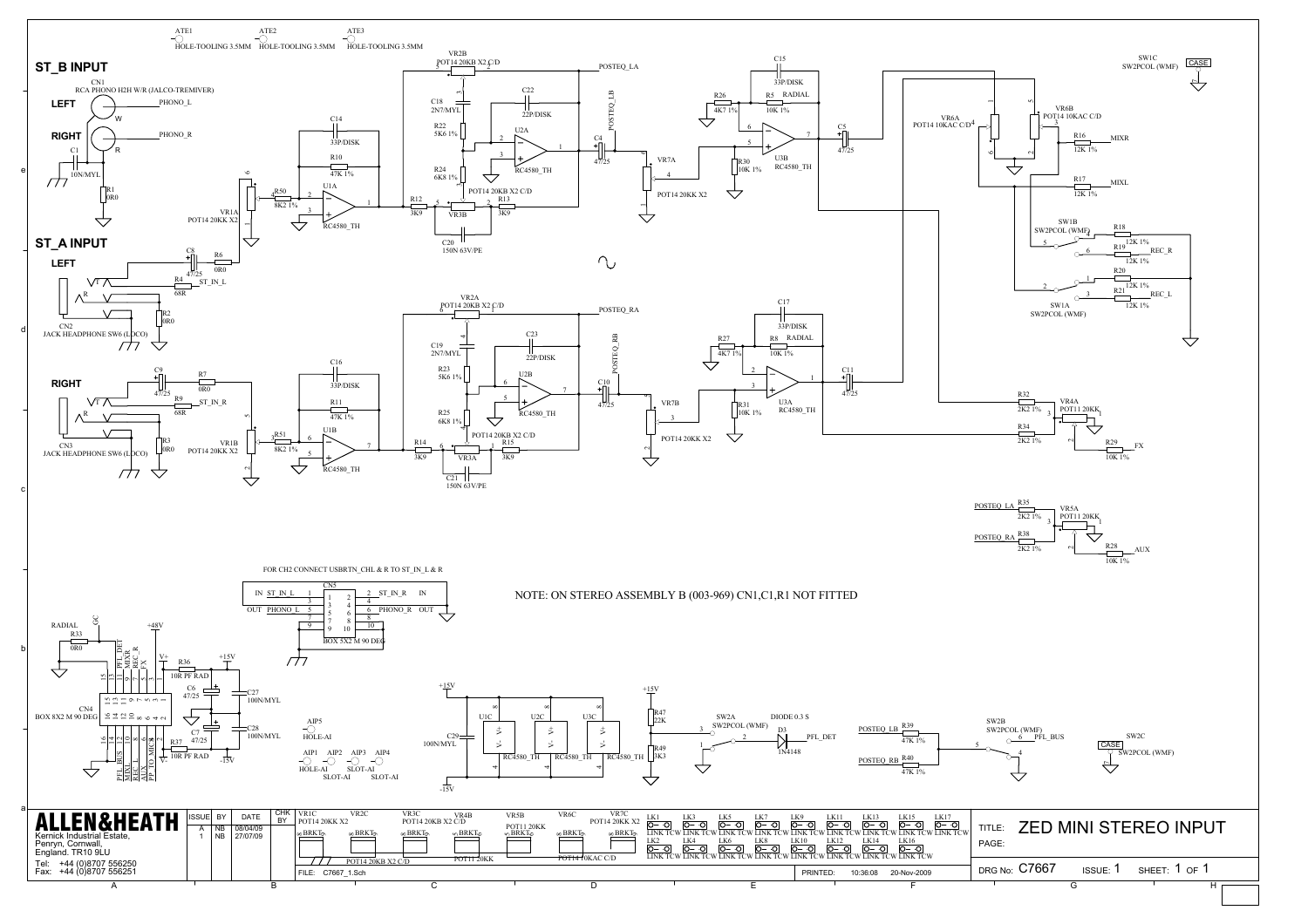## ST_B INPUT

CN1
RCA PHONO H2H W/R (JALCO-TREMIVER)

LEFT — PHONO_L

RIGHT — PHONO_R

## ST_A INPUT

LEFT — ST_IN_L

CN2
JACK HEADPHONE SW6 (LOCO)

RIGHT — ST_IN_R

CN3
JACK HEADPHONE SW6 (LOCO)

POSTEQ_LA

POSTEQ_RA

MIXR

MIXL

REC_R

REC_L

FX

AUX

PFL_DET

PFL_BUS

FOR CH2 CONNECT USBRTN_CHL & R TO ST_IN_L & R

NOTE: ON STEREO ASSEMBLY B (003-969) CN1,C1,R1 NOT FITTED

ATE1 HOLE-TOOLING 3.5MM
ATE2 HOLE-TOOLING 3.5MM
ATE3 HOLE-TOOLING 3.5MM

CN4
BOX 8X2M 90 DEG

CN5
BOX 5X2M 90 DEG

| | | | | | | |
|---|---|---|---|---|---|---|
| ISSUE | BY | DATE | CHK BY | | | |
| A | NB | 08/04/09 | | | | |
| 1 | NB | 27/07/09 | | | | |

**ALLEN&HEATH**
Kernick Industrial Estate,
Penryn, Cornwall,
England. TR10 9LU
Tel: +44 (0)8707 556250
Fax: +44 (0)8707 556251

FILE: C7667_1.Sch

PRINTED: 10:36:08 20-Nov-2009

TITLE: ZED MINI STEREO INPUT

PAGE:

DRG No: C7667 ISSUE: 1 SHEET: 1 OF 1